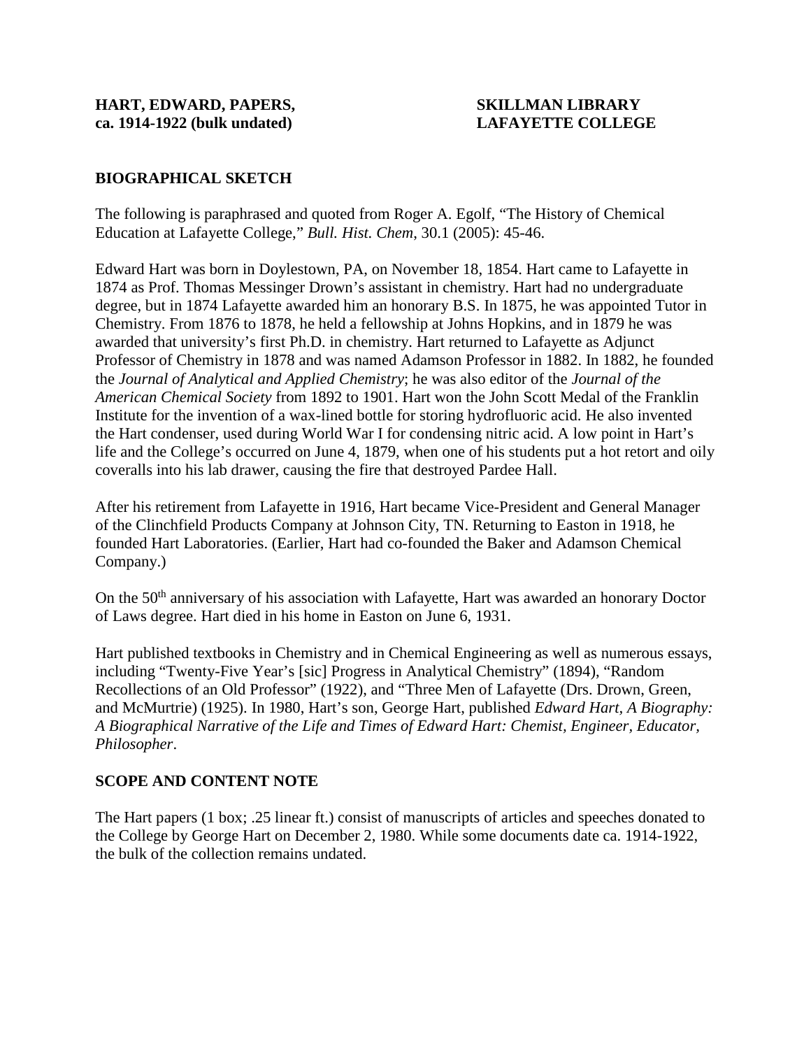**HART, EDWARD, PAPERS, ca. 1914-1922 (bulk undated)**

**SKILLMAN LIBRARY LAFAYETTE COLLEGE**

## BIOGRAPHICAL SKETCH

The following is paraphrased and quoted from Roger A. Egolf, "The History of Chemical Education at Lafayette College," *Bull. Hist. Chem*, 30.1 (2005): 45-46.

Edward Hart was born in Doylestown, PA, on November 18, 1854. Hart came to Lafayette in 1874 as Prof. Thomas Messinger Drown's assistant in chemistry. Hart had no undergraduate degree, but in 1874 Lafayette awarded him an honorary B.S. In 1875, he was appointed Tutor in Chemistry. From 1876 to 1878, he held a fellowship at Johns Hopkins, and in 1879 he was awarded that university's first Ph.D. in chemistry. Hart returned to Lafayette as Adjunct Professor of Chemistry in 1878 and was named Adamson Professor in 1882. In 1882, he founded the *Journal of Analytical and Applied Chemistry*; he was also editor of the *Journal of the American Chemical Society* from 1892 to 1901. Hart won the John Scott Medal of the Franklin Institute for the invention of a wax-lined bottle for storing hydrofluoric acid. He also invented the Hart condenser, used during World War I for condensing nitric acid. A low point in Hart's life and the College's occurred on June 4, 1879, when one of his students put a hot retort and oily coveralls into his lab drawer, causing the fire that destroyed Pardee Hall.

After his retirement from Lafayette in 1916, Hart became Vice-President and General Manager of the Clinchfield Products Company at Johnson City, TN. Returning to Easton in 1918, he founded Hart Laboratories. (Earlier, Hart had co-founded the Baker and Adamson Chemical Company.)

On the 50th anniversary of his association with Lafayette, Hart was awarded an honorary Doctor of Laws degree. Hart died in his home in Easton on June 6, 1931.

Hart published textbooks in Chemistry and in Chemical Engineering as well as numerous essays, including "Twenty-Five Year's [sic] Progress in Analytical Chemistry" (1894), "Random Recollections of an Old Professor" (1922), and "Three Men of Lafayette (Drs. Drown, Green, and McMurtrie) (1925). In 1980, Hart's son, George Hart, published *Edward Hart, A Biography: A Biographical Narrative of the Life and Times of Edward Hart: Chemist, Engineer, Educator, Philosopher*.

## SCOPE AND CONTENT NOTE

The Hart papers (1 box; .25 linear ft.) consist of manuscripts of articles and speeches donated to the College by George Hart on December 2, 1980. While some documents date ca. 1914-1922, the bulk of the collection remains undated.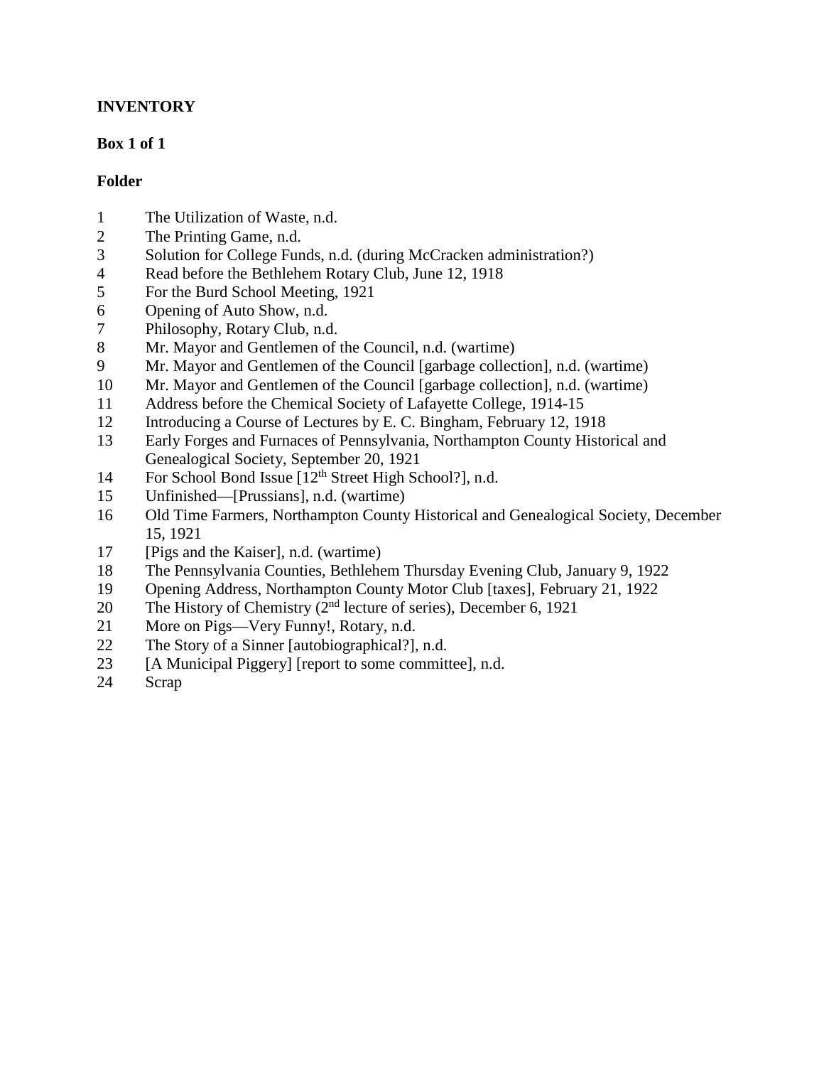**INVENTORY**

**Box 1 of 1**

**Folder**

1 The Utilization of Waste, n.d.
2 The Printing Game, n.d.
3 Solution for College Funds, n.d. (during McCracken administration?)
4 Read before the Bethlehem Rotary Club, June 12, 1918
5 For the Burd School Meeting, 1921
6 Opening of Auto Show, n.d.
7 Philosophy, Rotary Club, n.d.
8 Mr. Mayor and Gentlemen of the Council, n.d. (wartime)
9 Mr. Mayor and Gentlemen of the Council [garbage collection], n.d. (wartime)
10 Mr. Mayor and Gentlemen of the Council [garbage collection], n.d. (wartime)
11 Address before the Chemical Society of Lafayette College, 1914-15
12 Introducing a Course of Lectures by E. C. Bingham, February 12, 1918
13 Early Forges and Furnaces of Pennsylvania, Northampton County Historical and Genealogical Society, September 20, 1921
14 For School Bond Issue [12th Street High School?], n.d.
15 Unfinished—[Prussians], n.d. (wartime)
16 Old Time Farmers, Northampton County Historical and Genealogical Society, December 15, 1921
17 [Pigs and the Kaiser], n.d. (wartime)
18 The Pennsylvania Counties, Bethlehem Thursday Evening Club, January 9, 1922
19 Opening Address, Northampton County Motor Club [taxes], February 21, 1922
20 The History of Chemistry (2nd lecture of series), December 6, 1921
21 More on Pigs—Very Funny!, Rotary, n.d.
22 The Story of a Sinner [autobiographical?], n.d.
23 [A Municipal Piggery] [report to some committee], n.d.
24 Scrap